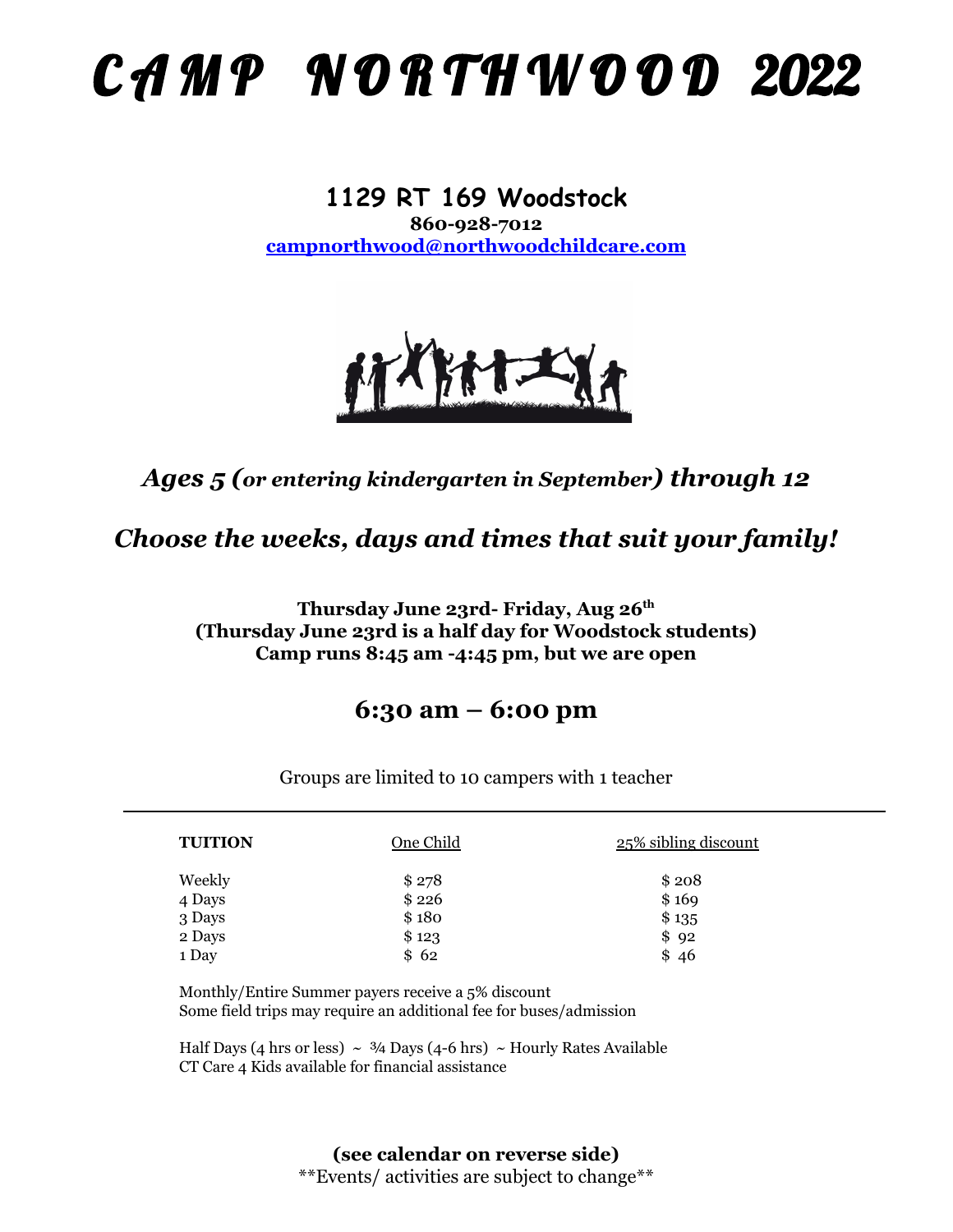# C A M P   N O R T H W O O D  2022

**1129 RT 169 Woodstock**
**860-928-7012**
**campnorthwood@northwoodchildcare.com**

### *Ages 5 (or entering kindergarten in September) through 12*

### *Choose the weeks, days and times that suit your family!*

**Thursday June 23rd- Friday, Aug 26th**
**(Thursday June 23rd is a half day for Woodstock students)**
**Camp runs 8:45 am -4:45 pm, but we are open**

## 6:30 am – 6:00 pm

Groups are limited to 10 campers with 1 teacher

---

| TUITION | One Child | 25% sibling discount |
|---|---|---|
| Weekly | $ 278 | $ 208 |
| 4 Days | $ 226 | $ 169 |
| 3 Days | $ 180 | $ 135 |
| 2 Days | $ 123 | $ 92 |
| 1 Day | $ 62 | $ 46 |

Monthly/Entire Summer payers receive a 5% discount
Some field trips may require an additional fee for buses/admission

Half Days (4 hrs or less) ~ ¾ Days (4-6 hrs) ~ Hourly Rates Available
CT Care 4 Kids available for financial assistance

**(see calendar on reverse side)**
**Events/ activities are subject to change**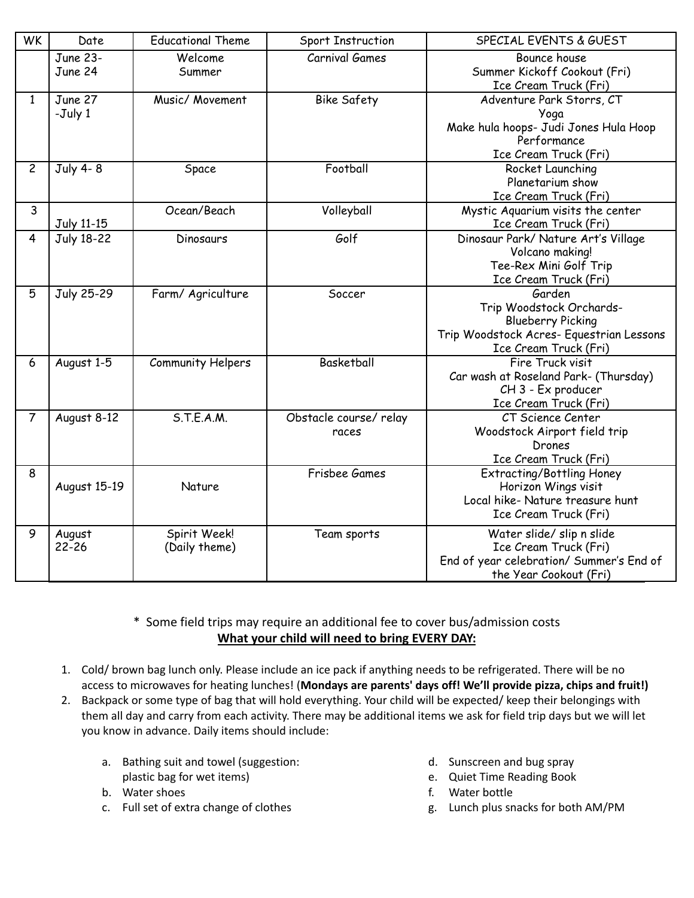| WK | Date | Educational Theme | Sport Instruction | SPECIAL EVENTS & GUEST |
|---|---|---|---|---|
| | June 23- June 24 | Welcome Summer | Carnival Games | Bounce house<br>Summer Kickoff Cookout (Fri)<br>Ice Cream Truck (Fri) |
| 1 | June 27 -July 1 | Music/ Movement | Bike Safety | Adventure Park Storrs, CT<br>Yoga<br>Make hula hoops- Judi Jones Hula Hoop Performance<br>Ice Cream Truck (Fri) |
| 2 | July 4- 8 | Space | Football | Rocket Launching<br>Planetarium show<br>Ice Cream Truck (Fri) |
| 3 | July 11-15 | Ocean/Beach | Volleyball | Mystic Aquarium visits the center<br>Ice Cream Truck (Fri) |
| 4 | July 18-22 | Dinosaurs | Golf | Dinosaur Park/ Nature Art's Village<br>Volcano making!<br>Tee-Rex Mini Golf Trip<br>Ice Cream Truck (Fri) |
| 5 | July 25-29 | Farm/ Agriculture | Soccer | Garden<br>Trip Woodstock Orchards-<br>Blueberry Picking<br>Trip Woodstock Acres- Equestrian Lessons<br>Ice Cream Truck (Fri) |
| 6 | August 1-5 | Community Helpers | Basketball | Fire Truck visit<br>Car wash at Roseland Park- (Thursday)<br>CH 3 - Ex producer<br>Ice Cream Truck (Fri) |
| 7 | August 8-12 | S.T.E.A.M. | Obstacle course/ relay races | CT Science Center<br>Woodstock Airport field trip<br>Drones<br>Ice Cream Truck (Fri) |
| 8 | August 15-19 | Nature | Frisbee Games | Extracting/Bottling Honey<br>Horizon Wings visit<br>Local hike- Nature treasure hunt<br>Ice Cream Truck (Fri) |
| 9 | August 22-26 | Spirit Week! (Daily theme) | Team sports | Water slide/ slip n slide<br>Ice Cream Truck (Fri)<br>End of year celebration/ Summer's End of the Year Cookout (Fri) |

\* Some field trips may require an additional fee to cover bus/admission costs

**What your child will need to bring EVERY DAY:**

1. Cold/ brown bag lunch only. Please include an ice pack if anything needs to be refrigerated. There will be no access to microwaves for heating lunches! (**Mondays are parents' days off! We'll provide pizza, chips and fruit!)**
2. Backpack or some type of bag that will hold everything. Your child will be expected/ keep their belongings with them all day and carry from each activity. There may be additional items we ask for field trip days but we will let you know in advance. Daily items should include:

    a. Bathing suit and towel (suggestion: plastic bag for wet items)
    b. Water shoes
    c. Full set of extra change of clothes
    d. Sunscreen and bug spray
    e. Quiet Time Reading Book
    f. Water bottle
    g. Lunch plus snacks for both AM/PM